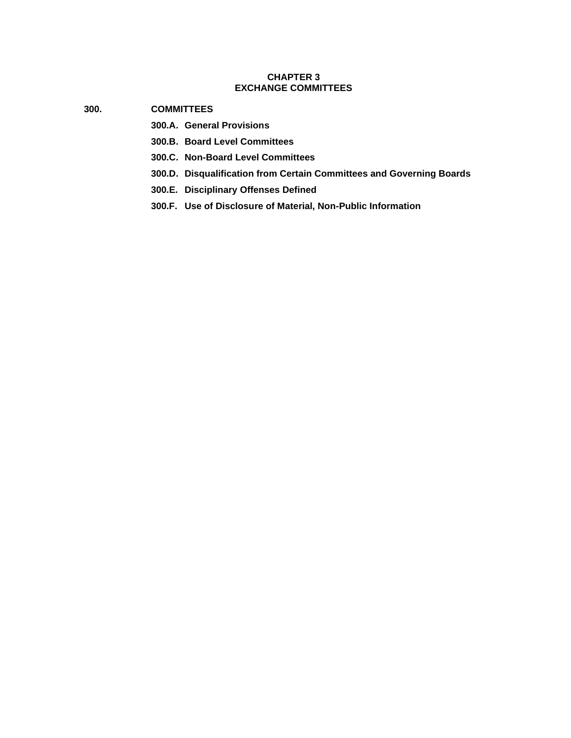# CHAPTER 3
# EXCHANGE COMMITTEES

## 300. COMMITTEES

**300.A. General Provisions**

**300.B. Board Level Committees**

**300.C. Non-Board Level Committees**

**300.D. Disqualification from Certain Committees and Governing Boards**

**300.E. Disciplinary Offenses Defined**

**300.F. Use of Disclosure of Material, Non-Public Information**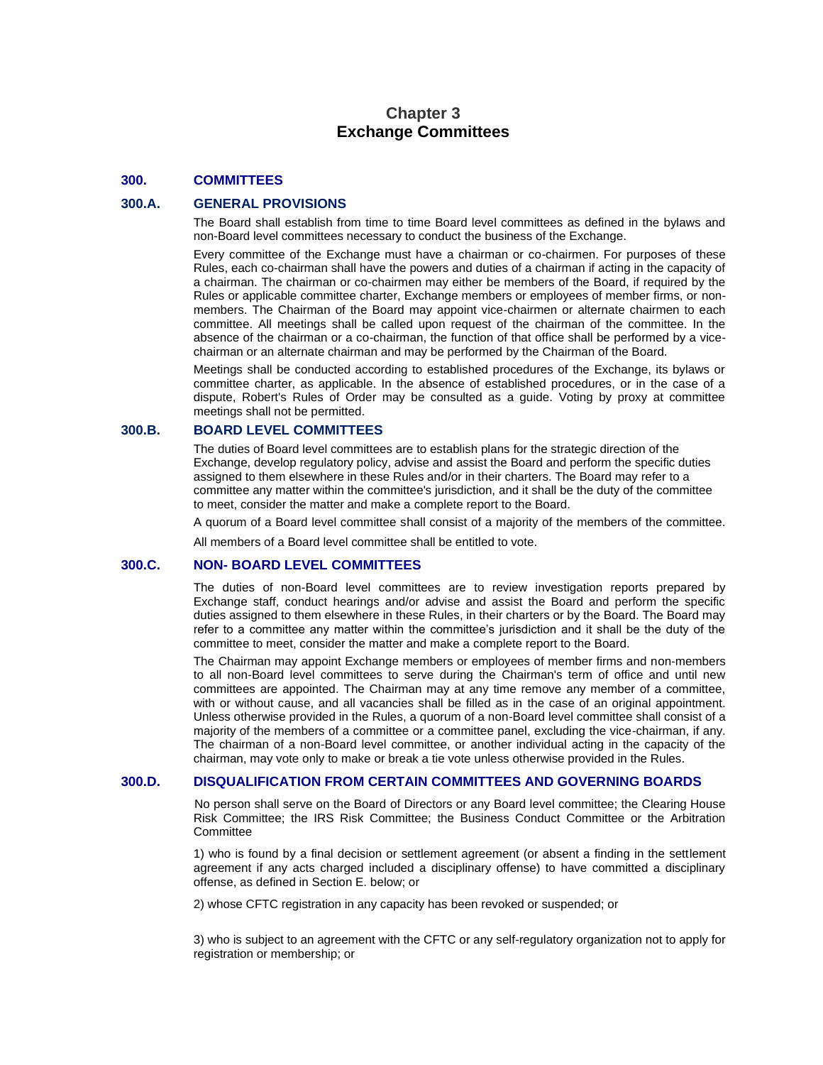# Chapter 3
# Exchange Committees

## 300. COMMITTEES

### 300.A. GENERAL PROVISIONS

The Board shall establish from time to time Board level committees as defined in the bylaws and non-Board level committees necessary to conduct the business of the Exchange.

Every committee of the Exchange must have a chairman or co-chairmen. For purposes of these Rules, each co-chairman shall have the powers and duties of a chairman if acting in the capacity of a chairman. The chairman or co-chairmen may either be members of the Board, if required by the Rules or applicable committee charter, Exchange members or employees of member firms, or non-members. The Chairman of the Board may appoint vice-chairmen or alternate chairmen to each committee. All meetings shall be called upon request of the chairman of the committee. In the absence of the chairman or a co-chairman, the function of that office shall be performed by a vice-chairman or an alternate chairman and may be performed by the Chairman of the Board.

Meetings shall be conducted according to established procedures of the Exchange, its bylaws or committee charter, as applicable. In the absence of established procedures, or in the case of a dispute, Robert's Rules of Order may be consulted as a guide. Voting by proxy at committee meetings shall not be permitted.

### 300.B. BOARD LEVEL COMMITTEES

The duties of Board level committees are to establish plans for the strategic direction of the Exchange, develop regulatory policy, advise and assist the Board and perform the specific duties assigned to them elsewhere in these Rules and/or in their charters. The Board may refer to a committee any matter within the committee's jurisdiction, and it shall be the duty of the committee to meet, consider the matter and make a complete report to the Board.

A quorum of a Board level committee shall consist of a majority of the members of the committee.

All members of a Board level committee shall be entitled to vote.

### 300.C. NON- BOARD LEVEL COMMITTEES

The duties of non-Board level committees are to review investigation reports prepared by Exchange staff, conduct hearings and/or advise and assist the Board and perform the specific duties assigned to them elsewhere in these Rules, in their charters or by the Board. The Board may refer to a committee any matter within the committee's jurisdiction and it shall be the duty of the committee to meet, consider the matter and make a complete report to the Board.

The Chairman may appoint Exchange members or employees of member firms and non-members to all non-Board level committees to serve during the Chairman's term of office and until new committees are appointed. The Chairman may at any time remove any member of a committee, with or without cause, and all vacancies shall be filled as in the case of an original appointment. Unless otherwise provided in the Rules, a quorum of a non-Board level committee shall consist of a majority of the members of a committee or a committee panel, excluding the vice-chairman, if any. The chairman of a non-Board level committee, or another individual acting in the capacity of the chairman, may vote only to make or break a tie vote unless otherwise provided in the Rules.

### 300.D. DISQUALIFICATION FROM CERTAIN COMMITTEES AND GOVERNING BOARDS

No person shall serve on the Board of Directors or any Board level committee; the Clearing House Risk Committee; the IRS Risk Committee; the Business Conduct Committee or the Arbitration Committee

1) who is found by a final decision or settlement agreement (or absent a finding in the settlement agreement if any acts charged included a disciplinary offense) to have committed a disciplinary offense, as defined in Section E. below; or

2) whose CFTC registration in any capacity has been revoked or suspended; or

3) who is subject to an agreement with the CFTC or any self-regulatory organization not to apply for registration or membership; or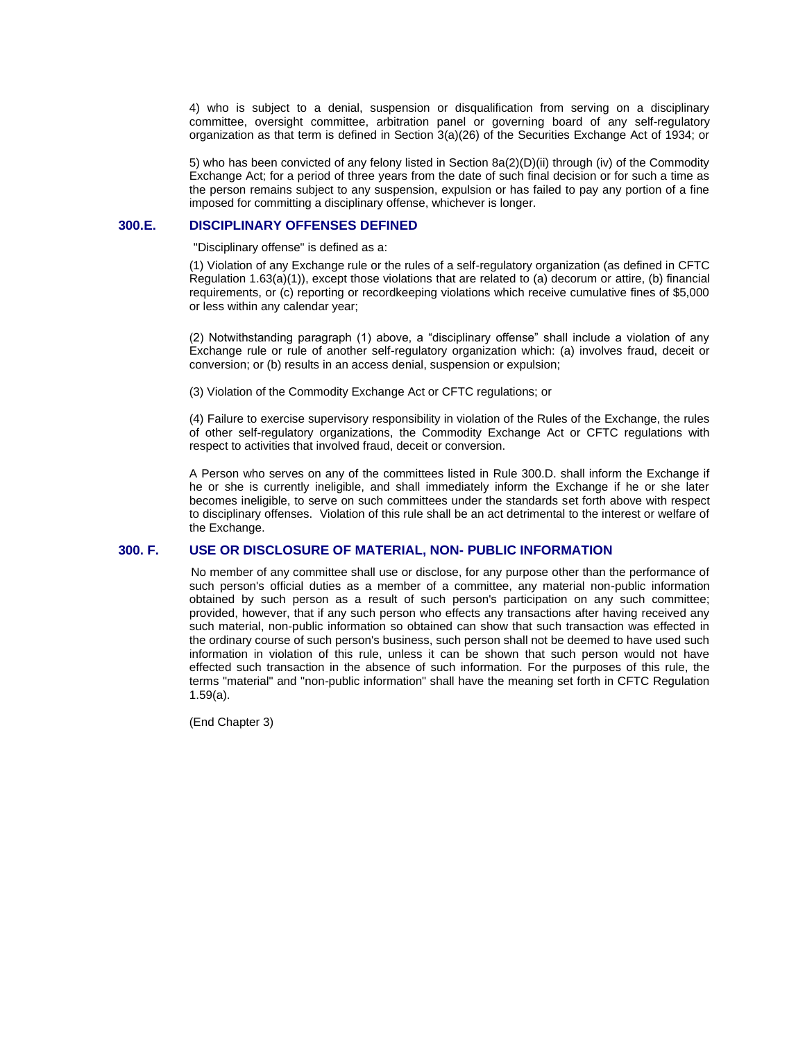4) who is subject to a denial, suspension or disqualification from serving on a disciplinary committee, oversight committee, arbitration panel or governing board of any self-regulatory organization as that term is defined in Section 3(a)(26) of the Securities Exchange Act of 1934; or

5) who has been convicted of any felony listed in Section 8a(2)(D)(ii) through (iv) of the Commodity Exchange Act; for a period of three years from the date of such final decision or for such a time as the person remains subject to any suspension, expulsion or has failed to pay any portion of a fine imposed for committing a disciplinary offense, whichever is longer.

## 300.E. DISCIPLINARY OFFENSES DEFINED

"Disciplinary offense" is defined as a:

(1) Violation of any Exchange rule or the rules of a self-regulatory organization (as defined in CFTC Regulation 1.63(a)(1)), except those violations that are related to (a) decorum or attire, (b) financial requirements, or (c) reporting or recordkeeping violations which receive cumulative fines of $5,000 or less within any calendar year;

(2) Notwithstanding paragraph (1) above, a "disciplinary offense" shall include a violation of any Exchange rule or rule of another self-regulatory organization which: (a) involves fraud, deceit or conversion; or (b) results in an access denial, suspension or expulsion;

(3) Violation of the Commodity Exchange Act or CFTC regulations; or

(4) Failure to exercise supervisory responsibility in violation of the Rules of the Exchange, the rules of other self-regulatory organizations, the Commodity Exchange Act or CFTC regulations with respect to activities that involved fraud, deceit or conversion.

A Person who serves on any of the committees listed in Rule 300.D. shall inform the Exchange if he or she is currently ineligible, and shall immediately inform the Exchange if he or she later becomes ineligible, to serve on such committees under the standards set forth above with respect to disciplinary offenses. Violation of this rule shall be an act detrimental to the interest or welfare of the Exchange.

## 300. F. USE OR DISCLOSURE OF MATERIAL, NON- PUBLIC INFORMATION

No member of any committee shall use or disclose, for any purpose other than the performance of such person's official duties as a member of a committee, any material non-public information obtained by such person as a result of such person's participation on any such committee; provided, however, that if any such person who effects any transactions after having received any such material, non-public information so obtained can show that such transaction was effected in the ordinary course of such person's business, such person shall not be deemed to have used such information in violation of this rule, unless it can be shown that such person would not have effected such transaction in the absence of such information. For the purposes of this rule, the terms "material" and "non-public information" shall have the meaning set forth in CFTC Regulation 1.59(a).

(End Chapter 3)